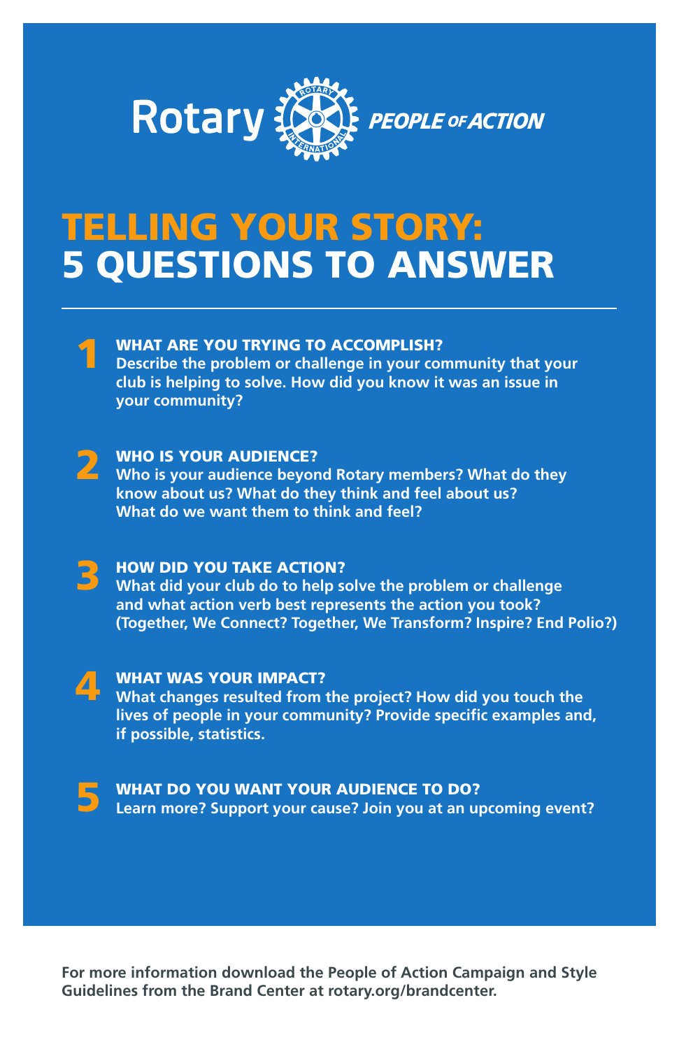Rotary PEOPLE OF ACTION

# TELLING YOUR STORY: 5 QUESTIONS TO ANSWER

---

**1 WHAT ARE YOU TRYING TO ACCOMPLISH?**
**Describe the problem or challenge in your community that your club is helping to solve. How did you know it was an issue in your community?**

**2 WHO IS YOUR AUDIENCE?**
**Who is your audience beyond Rotary members? What do they know about us? What do they think and feel about us? What do we want them to think and feel?**

**3 HOW DID YOU TAKE ACTION?**
**What did your club do to help solve the problem or challenge and what action verb best represents the action you took? (Together, We Connect? Together, We Transform? Inspire? End Polio?)**

**4 WHAT WAS YOUR IMPACT?**
**What changes resulted from the project? How did you touch the lives of people in your community? Provide specific examples and, if possible, statistics.**

**5 WHAT DO YOU WANT YOUR AUDIENCE TO DO?**
**Learn more? Support your cause? Join you at an upcoming event?**

**For more information download the People of Action Campaign and Style Guidelines from the Brand Center at rotary.org/brandcenter.**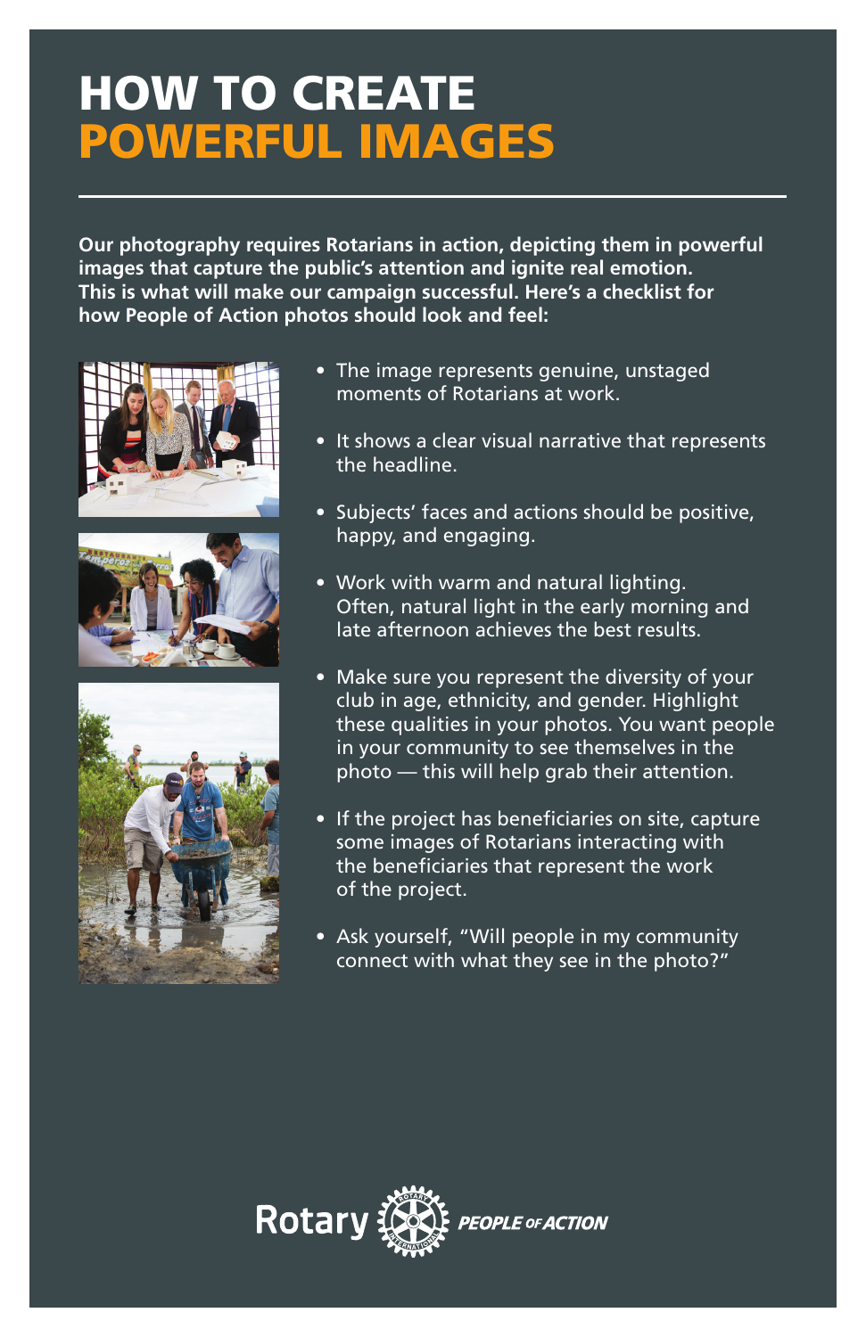# HOW TO CREATE POWERFUL IMAGES

**Our photography requires Rotarians in action, depicting them in powerful images that capture the public's attention and ignite real emotion. This is what will make our campaign successful. Here's a checklist for how People of Action photos should look and feel:**

- The image represents genuine, unstaged moments of Rotarians at work.
- It shows a clear visual narrative that represents the headline.
- Subjects' faces and actions should be positive, happy, and engaging.
- Work with warm and natural lighting. Often, natural light in the early morning and late afternoon achieves the best results.
- Make sure you represent the diversity of your club in age, ethnicity, and gender. Highlight these qualities in your photos. You want people in your community to see themselves in the photo — this will help grab their attention.
- If the project has beneficiaries on site, capture some images of Rotarians interacting with the beneficiaries that represent the work of the project.
- Ask yourself, "Will people in my community connect with what they see in the photo?"

Rotary PEOPLE OF ACTION